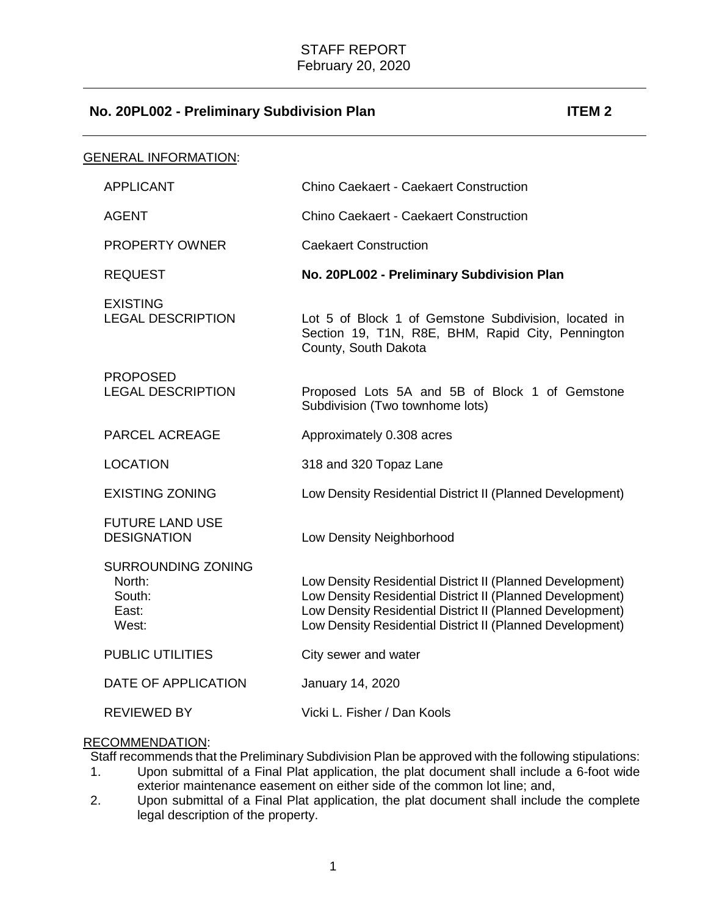STAFF REPORT
February 20, 2020

## No. 20PL002 - Preliminary Subdivision Plan — ITEM 2

GENERAL INFORMATION:

| | |
|---|---|
| APPLICANT | Chino Caekaert - Caekaert Construction |
| AGENT | Chino Caekaert - Caekaert Construction |
| PROPERTY OWNER | Caekaert Construction |
| REQUEST | **No. 20PL002 - Preliminary Subdivision Plan** |
| EXISTING LEGAL DESCRIPTION | Lot 5 of Block 1 of Gemstone Subdivision, located in Section 19, T1N, R8E, BHM, Rapid City, Pennington County, South Dakota |
| PROPOSED LEGAL DESCRIPTION | Proposed Lots 5A and 5B of Block 1 of Gemstone Subdivision (Two townhome lots) |
| PARCEL ACREAGE | Approximately 0.308 acres |
| LOCATION | 318 and 320 Topaz Lane |
| EXISTING ZONING | Low Density Residential District II (Planned Development) |
| FUTURE LAND USE DESIGNATION | Low Density Neighborhood |
| SURROUNDING ZONING | |
| North: | Low Density Residential District II (Planned Development) |
| South: | Low Density Residential District II (Planned Development) |
| East: | Low Density Residential District II (Planned Development) |
| West: | Low Density Residential District II (Planned Development) |
| PUBLIC UTILITIES | City sewer and water |
| DATE OF APPLICATION | January 14, 2020 |
| REVIEWED BY | Vicki L. Fisher / Dan Kools |

RECOMMENDATION:

Staff recommends that the Preliminary Subdivision Plan be approved with the following stipulations:

1. Upon submittal of a Final Plat application, the plat document shall include a 6-foot wide exterior maintenance easement on either side of the common lot line; and,
2. Upon submittal of a Final Plat application, the plat document shall include the complete legal description of the property.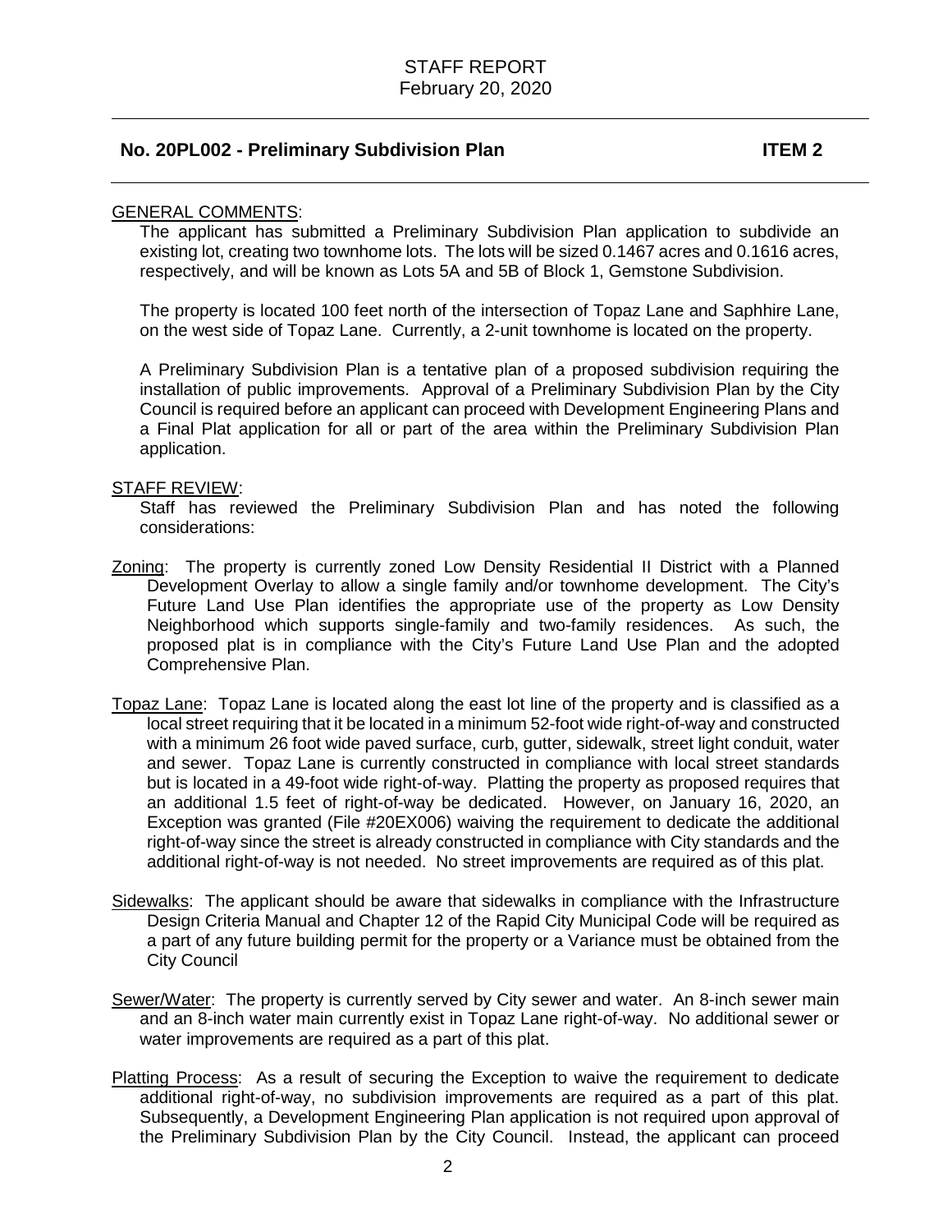## No. 20PL002 - Preliminary Subdivision Plan ITEM 2

GENERAL COMMENTS:

The applicant has submitted a Preliminary Subdivision Plan application to subdivide an existing lot, creating two townhome lots. The lots will be sized 0.1467 acres and 0.1616 acres, respectively, and will be known as Lots 5A and 5B of Block 1, Gemstone Subdivision.

The property is located 100 feet north of the intersection of Topaz Lane and Saphhire Lane, on the west side of Topaz Lane. Currently, a 2-unit townhome is located on the property.

A Preliminary Subdivision Plan is a tentative plan of a proposed subdivision requiring the installation of public improvements. Approval of a Preliminary Subdivision Plan by the City Council is required before an applicant can proceed with Development Engineering Plans and a Final Plat application for all or part of the area within the Preliminary Subdivision Plan application.

STAFF REVIEW:

Staff has reviewed the Preliminary Subdivision Plan and has noted the following considerations:

Zoning: The property is currently zoned Low Density Residential II District with a Planned Development Overlay to allow a single family and/or townhome development. The City's Future Land Use Plan identifies the appropriate use of the property as Low Density Neighborhood which supports single-family and two-family residences. As such, the proposed plat is in compliance with the City's Future Land Use Plan and the adopted Comprehensive Plan.

Topaz Lane: Topaz Lane is located along the east lot line of the property and is classified as a local street requiring that it be located in a minimum 52-foot wide right-of-way and constructed with a minimum 26 foot wide paved surface, curb, gutter, sidewalk, street light conduit, water and sewer. Topaz Lane is currently constructed in compliance with local street standards but is located in a 49-foot wide right-of-way. Platting the property as proposed requires that an additional 1.5 feet of right-of-way be dedicated. However, on January 16, 2020, an Exception was granted (File #20EX006) waiving the requirement to dedicate the additional right-of-way since the street is already constructed in compliance with City standards and the additional right-of-way is not needed. No street improvements are required as of this plat.

Sidewalks: The applicant should be aware that sidewalks in compliance with the Infrastructure Design Criteria Manual and Chapter 12 of the Rapid City Municipal Code will be required as a part of any future building permit for the property or a Variance must be obtained from the City Council

Sewer/Water: The property is currently served by City sewer and water. An 8-inch sewer main and an 8-inch water main currently exist in Topaz Lane right-of-way. No additional sewer or water improvements are required as a part of this plat.

Platting Process: As a result of securing the Exception to waive the requirement to dedicate additional right-of-way, no subdivision improvements are required as a part of this plat. Subsequently, a Development Engineering Plan application is not required upon approval of the Preliminary Subdivision Plan by the City Council. Instead, the applicant can proceed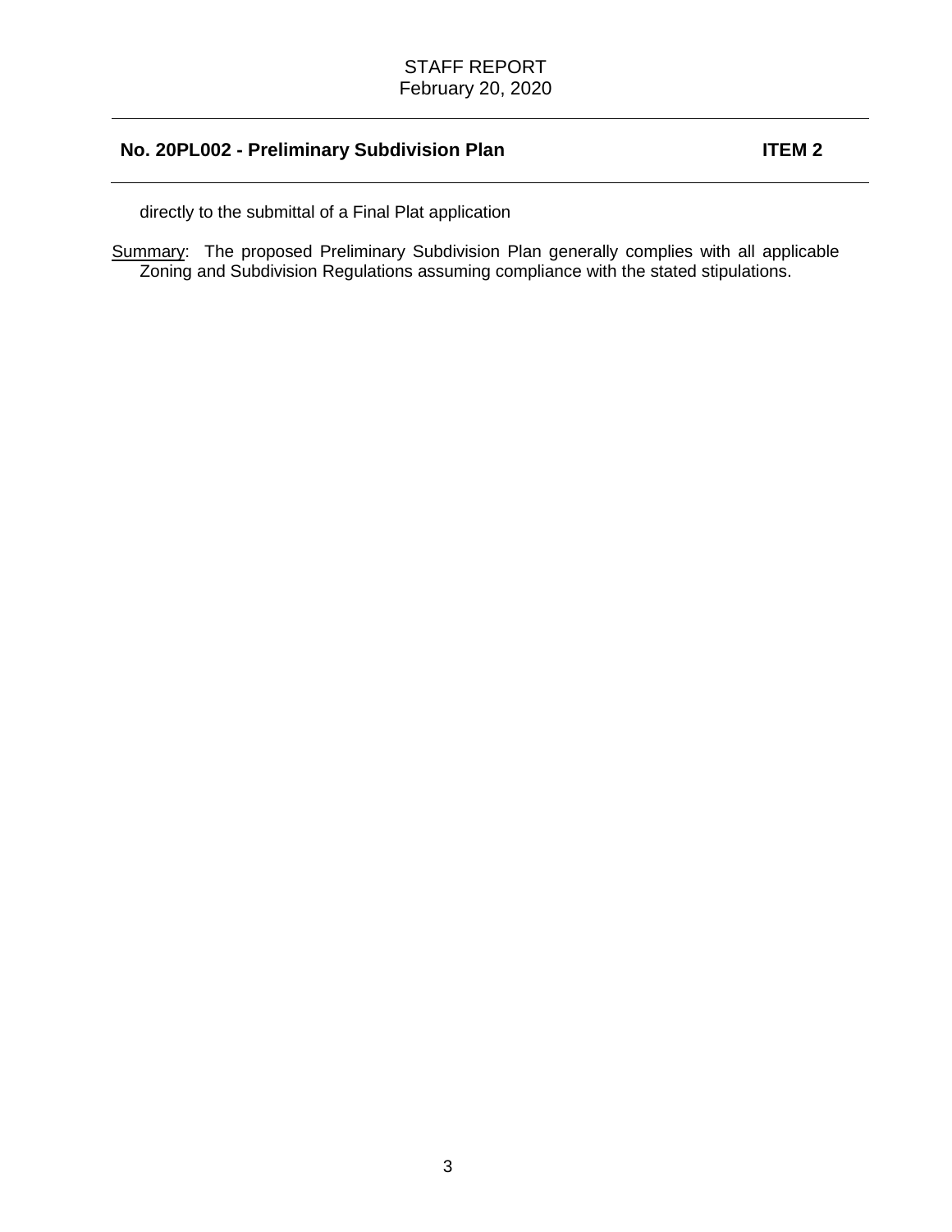directly to the submittal of a Final Plat application

Summary: The proposed Preliminary Subdivision Plan generally complies with all applicable Zoning and Subdivision Regulations assuming compliance with the stated stipulations.